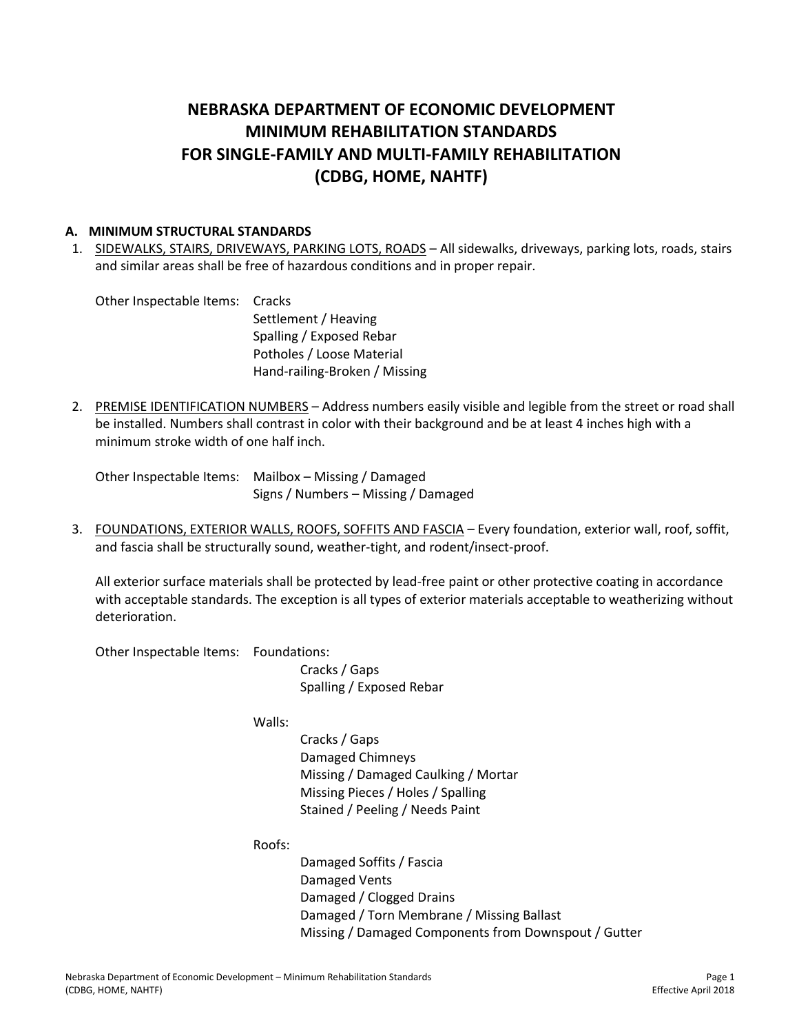# NEBRASKA DEPARTMENT OF ECONOMIC DEVELOPMENT MINIMUM REHABILITATION STANDARDS FOR SINGLE-FAMILY AND MULTI-FAMILY REHABILITATION (CDBG, HOME, NAHTF)

## A. MINIMUM STRUCTURAL STANDARDS

1. <u>SIDEWALKS, STAIRS, DRIVEWAYS, PARKING LOTS, ROADS</u> – All sidewalks, driveways, parking lots, roads, stairs and similar areas shall be free of hazardous conditions and in proper repair.

   Other Inspectable Items:
   - Cracks
   - Settlement / Heaving
   - Spalling / Exposed Rebar
   - Potholes / Loose Material
   - Hand-railing-Broken / Missing

2. <u>PREMISE IDENTIFICATION NUMBERS</u> – Address numbers easily visible and legible from the street or road shall be installed. Numbers shall contrast in color with their background and be at least 4 inches high with a minimum stroke width of one half inch.

   Other Inspectable Items:
   - Mailbox – Missing / Damaged
   - Signs / Numbers – Missing / Damaged

3. <u>FOUNDATIONS, EXTERIOR WALLS, ROOFS, SOFFITS AND FASCIA</u> – Every foundation, exterior wall, roof, soffit, and fascia shall be structurally sound, weather-tight, and rodent/insect-proof.

   All exterior surface materials shall be protected by lead-free paint or other protective coating in accordance with acceptable standards. The exception is all types of exterior materials acceptable to weatherizing without deterioration.

   Other Inspectable Items:

   Foundations:
   - Cracks / Gaps
   - Spalling / Exposed Rebar

   Walls:
   - Cracks / Gaps
   - Damaged Chimneys
   - Missing / Damaged Caulking / Mortar
   - Missing Pieces / Holes / Spalling
   - Stained / Peeling / Needs Paint

   Roofs:
   - Damaged Soffits / Fascia
   - Damaged Vents
   - Damaged / Clogged Drains
   - Damaged / Torn Membrane / Missing Ballast
   - Missing / Damaged Components from Downspout / Gutter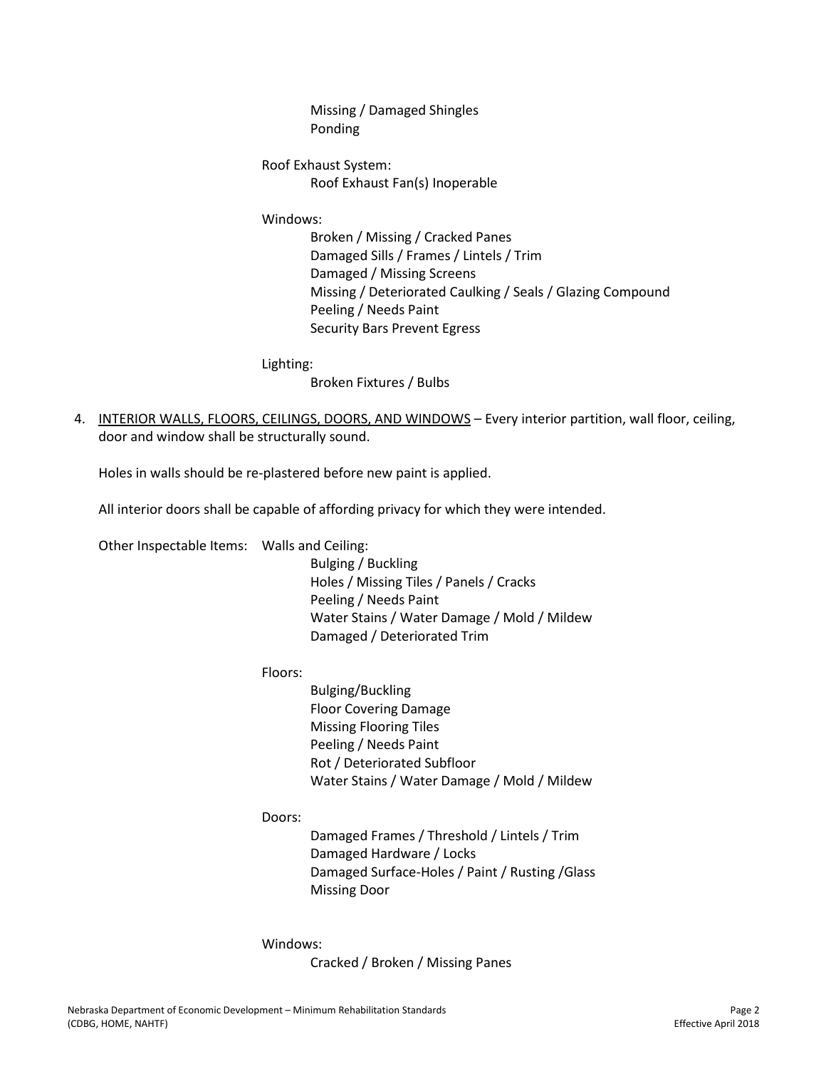Missing / Damaged Shingles
Ponding

Roof Exhaust System:
- Roof Exhaust Fan(s) Inoperable

Windows:
- Broken / Missing / Cracked Panes
- Damaged Sills / Frames / Lintels / Trim
- Damaged / Missing Screens
- Missing / Deteriorated Caulking / Seals / Glazing Compound
- Peeling / Needs Paint
- Security Bars Prevent Egress

Lighting:
- Broken Fixtures / Bulbs

4. <u>INTERIOR WALLS, FLOORS, CEILINGS, DOORS, AND WINDOWS</u> – Every interior partition, wall floor, ceiling, door and window shall be structurally sound.

   Holes in walls should be re-plastered before new paint is applied.

   All interior doors shall be capable of affording privacy for which they were intended.

   Other Inspectable Items: Walls and Ceiling:
   - Bulging / Buckling
   - Holes / Missing Tiles / Panels / Cracks
   - Peeling / Needs Paint
   - Water Stains / Water Damage / Mold / Mildew
   - Damaged / Deteriorated Trim

   Floors:
   - Bulging/Buckling
   - Floor Covering Damage
   - Missing Flooring Tiles
   - Peeling / Needs Paint
   - Rot / Deteriorated Subfloor
   - Water Stains / Water Damage / Mold / Mildew

   Doors:
   - Damaged Frames / Threshold / Lintels / Trim
   - Damaged Hardware / Locks
   - Damaged Surface-Holes / Paint / Rusting /Glass
   - Missing Door

   Windows:
   - Cracked / Broken / Missing Panes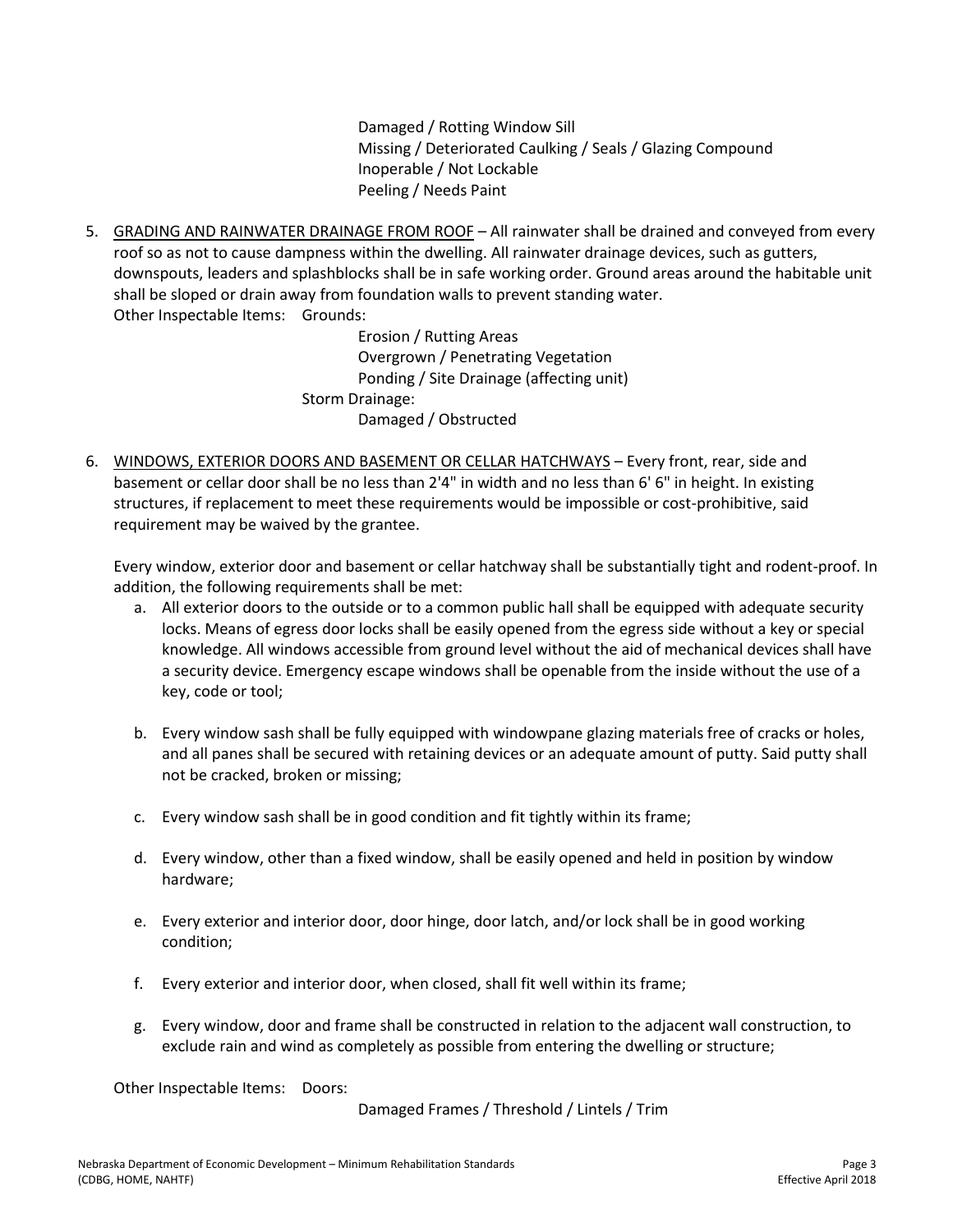Damaged / Rotting Window Sill
Missing / Deteriorated Caulking / Seals / Glazing Compound
Inoperable / Not Lockable
Peeling / Needs Paint

5. <u>GRADING AND RAINWATER DRAINAGE FROM ROOF</u> – All rainwater shall be drained and conveyed from every roof so as not to cause dampness within the dwelling. All rainwater drainage devices, such as gutters, downspouts, leaders and splashblocks shall be in safe working order. Ground areas around the habitable unit shall be sloped or drain away from foundation walls to prevent standing water.

   Other Inspectable Items: Grounds:

   Erosion / Rutting Areas
   Overgrown / Penetrating Vegetation
   Ponding / Site Drainage (affecting unit)

   Storm Drainage:

   Damaged / Obstructed

6. <u>WINDOWS, EXTERIOR DOORS AND BASEMENT OR CELLAR HATCHWAYS</u> – Every front, rear, side and basement or cellar door shall be no less than 2'4" in width and no less than 6' 6" in height. In existing structures, if replacement to meet these requirements would be impossible or cost-prohibitive, said requirement may be waived by the grantee.

   Every window, exterior door and basement or cellar hatchway shall be substantially tight and rodent-proof. In addition, the following requirements shall be met:

   a. All exterior doors to the outside or to a common public hall shall be equipped with adequate security locks. Means of egress door locks shall be easily opened from the egress side without a key or special knowledge. All windows accessible from ground level without the aid of mechanical devices shall have a security device. Emergency escape windows shall be openable from the inside without the use of a key, code or tool;

   b. Every window sash shall be fully equipped with windowpane glazing materials free of cracks or holes, and all panes shall be secured with retaining devices or an adequate amount of putty. Said putty shall not be cracked, broken or missing;

   c. Every window sash shall be in good condition and fit tightly within its frame;

   d. Every window, other than a fixed window, shall be easily opened and held in position by window hardware;

   e. Every exterior and interior door, door hinge, door latch, and/or lock shall be in good working condition;

   f. Every exterior and interior door, when closed, shall fit well within its frame;

   g. Every window, door and frame shall be constructed in relation to the adjacent wall construction, to exclude rain and wind as completely as possible from entering the dwelling or structure;

   Other Inspectable Items: Doors:

   Damaged Frames / Threshold / Lintels / Trim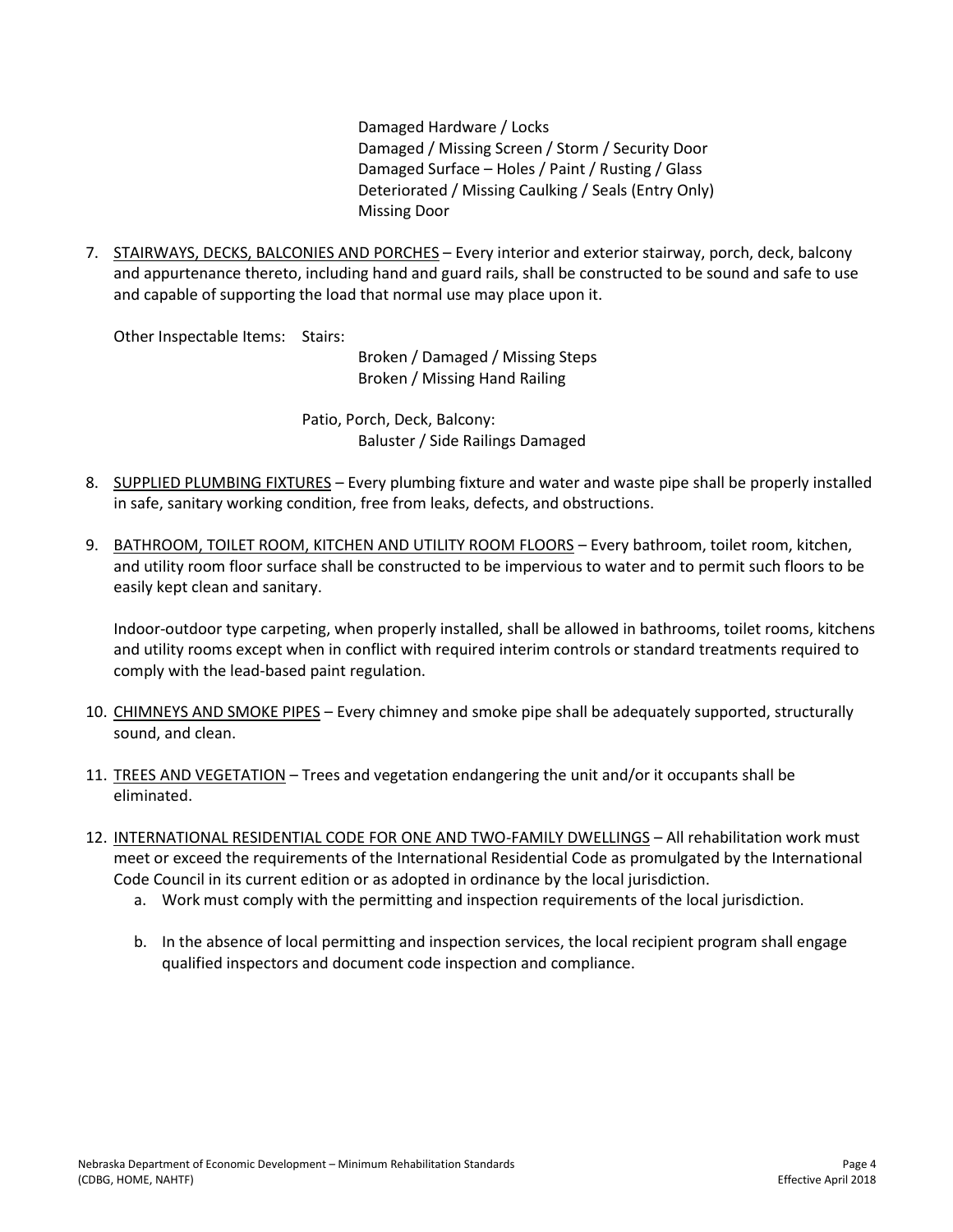Damaged Hardware / Locks
Damaged / Missing Screen / Storm / Security Door
Damaged Surface – Holes / Paint / Rusting / Glass
Deteriorated / Missing Caulking / Seals (Entry Only)
Missing Door

7. <u>STAIRWAYS, DECKS, BALCONIES AND PORCHES</u> – Every interior and exterior stairway, porch, deck, balcony and appurtenance thereto, including hand and guard rails, shall be constructed to be sound and safe to use and capable of supporting the load that normal use may place upon it.

   Other Inspectable Items: Stairs:

   Broken / Damaged / Missing Steps
   Broken / Missing Hand Railing

   Patio, Porch, Deck, Balcony:

   Baluster / Side Railings Damaged

8. <u>SUPPLIED PLUMBING FIXTURES</u> – Every plumbing fixture and water and waste pipe shall be properly installed in safe, sanitary working condition, free from leaks, defects, and obstructions.

9. <u>BATHROOM, TOILET ROOM, KITCHEN AND UTILITY ROOM FLOORS</u> – Every bathroom, toilet room, kitchen, and utility room floor surface shall be constructed to be impervious to water and to permit such floors to be easily kept clean and sanitary.

   Indoor-outdoor type carpeting, when properly installed, shall be allowed in bathrooms, toilet rooms, kitchens and utility rooms except when in conflict with required interim controls or standard treatments required to comply with the lead-based paint regulation.

10. <u>CHIMNEYS AND SMOKE PIPES</u> – Every chimney and smoke pipe shall be adequately supported, structurally sound, and clean.

11. <u>TREES AND VEGETATION</u> – Trees and vegetation endangering the unit and/or it occupants shall be eliminated.

12. <u>INTERNATIONAL RESIDENTIAL CODE FOR ONE AND TWO-FAMILY DWELLINGS</u> – All rehabilitation work must meet or exceed the requirements of the International Residential Code as promulgated by the International Code Council in its current edition or as adopted in ordinance by the local jurisdiction.
    a. Work must comply with the permitting and inspection requirements of the local jurisdiction.
    b. In the absence of local permitting and inspection services, the local recipient program shall engage qualified inspectors and document code inspection and compliance.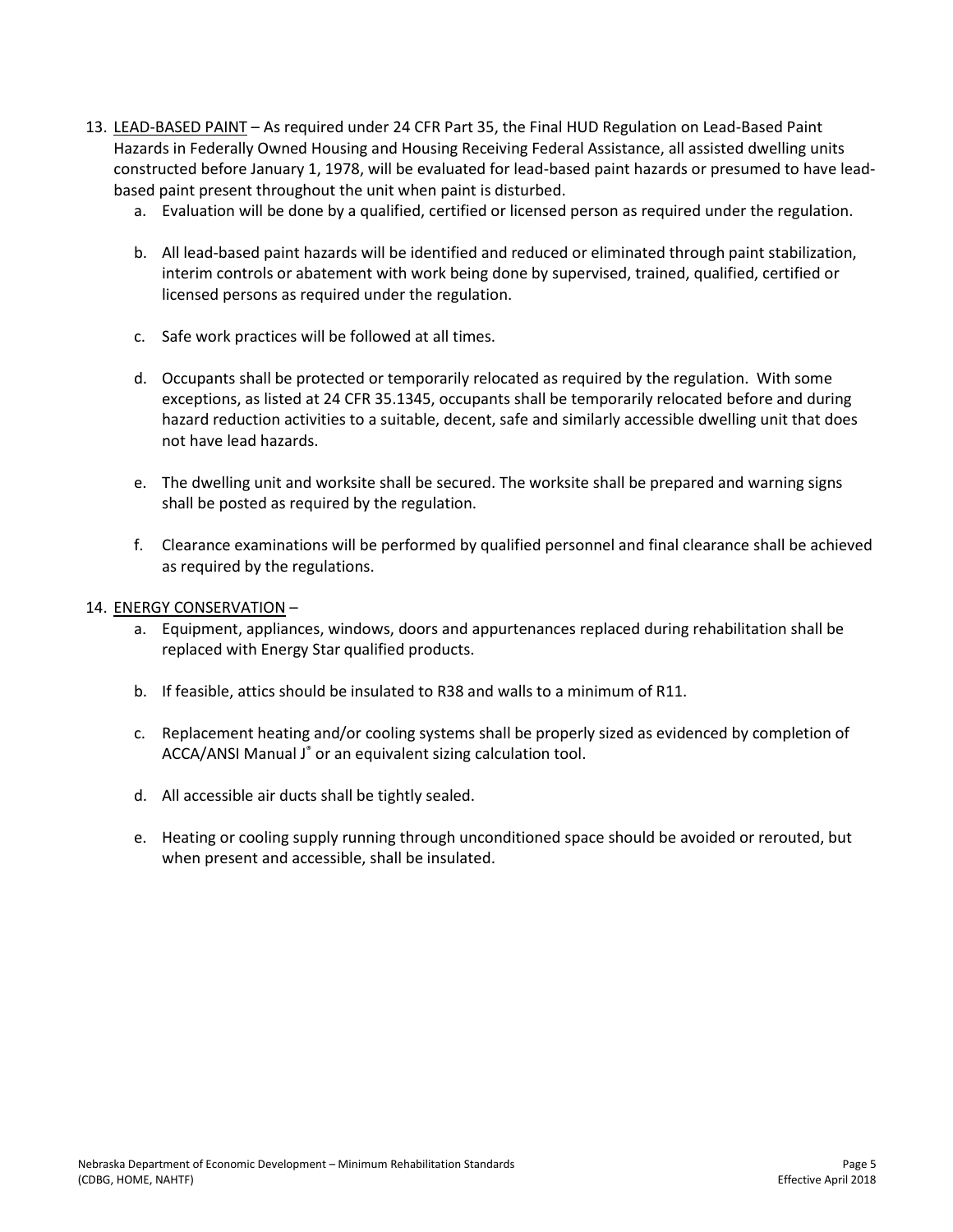13. <u>LEAD-BASED PAINT</u> – As required under 24 CFR Part 35, the Final HUD Regulation on Lead-Based Paint Hazards in Federally Owned Housing and Housing Receiving Federal Assistance, all assisted dwelling units constructed before January 1, 1978, will be evaluated for lead-based paint hazards or presumed to have lead-based paint present throughout the unit when paint is disturbed.
    a. Evaluation will be done by a qualified, certified or licensed person as required under the regulation.
    b. All lead-based paint hazards will be identified and reduced or eliminated through paint stabilization, interim controls or abatement with work being done by supervised, trained, qualified, certified or licensed persons as required under the regulation.
    c. Safe work practices will be followed at all times.
    d. Occupants shall be protected or temporarily relocated as required by the regulation. With some exceptions, as listed at 24 CFR 35.1345, occupants shall be temporarily relocated before and during hazard reduction activities to a suitable, decent, safe and similarly accessible dwelling unit that does not have lead hazards.
    e. The dwelling unit and worksite shall be secured. The worksite shall be prepared and warning signs shall be posted as required by the regulation.
    f. Clearance examinations will be performed by qualified personnel and final clearance shall be achieved as required by the regulations.

14. <u>ENERGY CONSERVATION</u> –
    a. Equipment, appliances, windows, doors and appurtenances replaced during rehabilitation shall be replaced with Energy Star qualified products.
    b. If feasible, attics should be insulated to R38 and walls to a minimum of R11.
    c. Replacement heating and/or cooling systems shall be properly sized as evidenced by completion of ACCA/ANSI Manual J® or an equivalent sizing calculation tool.
    d. All accessible air ducts shall be tightly sealed.
    e. Heating or cooling supply running through unconditioned space should be avoided or rerouted, but when present and accessible, shall be insulated.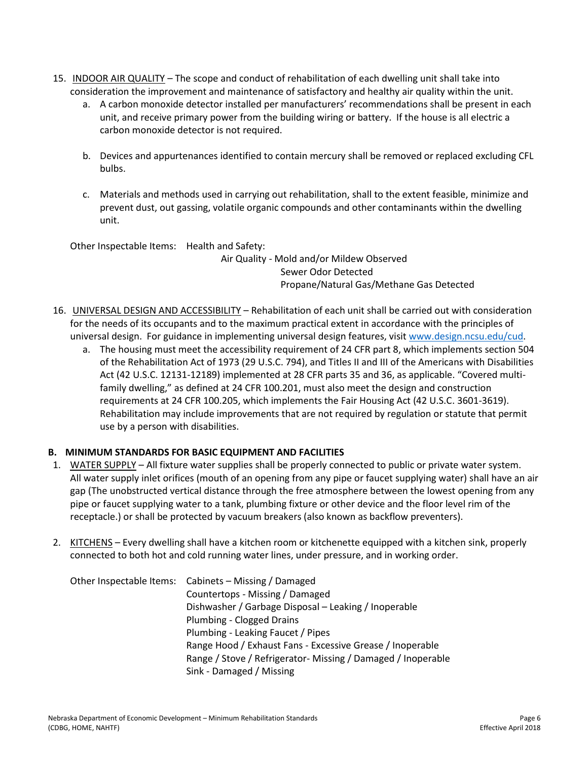15. <u>INDOOR AIR QUALITY</u> – The scope and conduct of rehabilitation of each dwelling unit shall take into consideration the improvement and maintenance of satisfactory and healthy air quality within the unit.
    a. A carbon monoxide detector installed per manufacturers' recommendations shall be present in each unit, and receive primary power from the building wiring or battery. If the house is all electric a carbon monoxide detector is not required.

    b. Devices and appurtenances identified to contain mercury shall be removed or replaced excluding CFL bulbs.

    c. Materials and methods used in carrying out rehabilitation, shall to the extent feasible, minimize and prevent dust, out gassing, volatile organic compounds and other contaminants within the dwelling unit.

Other Inspectable Items: Health and Safety:
Air Quality - Mold and/or Mildew Observed
Sewer Odor Detected
Propane/Natural Gas/Methane Gas Detected

16. <u>UNIVERSAL DESIGN AND ACCESSIBILITY</u> – Rehabilitation of each unit shall be carried out with consideration for the needs of its occupants and to the maximum practical extent in accordance with the principles of universal design. For guidance in implementing universal design features, visit www.design.ncsu.edu/cud.
    a. The housing must meet the accessibility requirement of 24 CFR part 8, which implements section 504 of the Rehabilitation Act of 1973 (29 U.S.C. 794), and Titles II and III of the Americans with Disabilities Act (42 U.S.C. 12131-12189) implemented at 28 CFR parts 35 and 36, as applicable. "Covered multi-family dwelling," as defined at 24 CFR 100.201, must also meet the design and construction requirements at 24 CFR 100.205, which implements the Fair Housing Act (42 U.S.C. 3601-3619). Rehabilitation may include improvements that are not required by regulation or statute that permit use by a person with disabilities.

### B. MINIMUM STANDARDS FOR BASIC EQUIPMENT AND FACILITIES

1. <u>WATER SUPPLY</u> – All fixture water supplies shall be properly connected to public or private water system. All water supply inlet orifices (mouth of an opening from any pipe or faucet supplying water) shall have an air gap (The unobstructed vertical distance through the free atmosphere between the lowest opening from any pipe or faucet supplying water to a tank, plumbing fixture or other device and the floor level rim of the receptacle.) or shall be protected by vacuum breakers (also known as backflow preventers).

2. <u>KITCHENS</u> – Every dwelling shall have a kitchen room or kitchenette equipped with a kitchen sink, properly connected to both hot and cold running water lines, under pressure, and in working order.

Other Inspectable Items: Cabinets – Missing / Damaged
Countertops - Missing / Damaged
Dishwasher / Garbage Disposal – Leaking / Inoperable
Plumbing - Clogged Drains
Plumbing - Leaking Faucet / Pipes
Range Hood / Exhaust Fans - Excessive Grease / Inoperable
Range / Stove / Refrigerator- Missing / Damaged / Inoperable
Sink - Damaged / Missing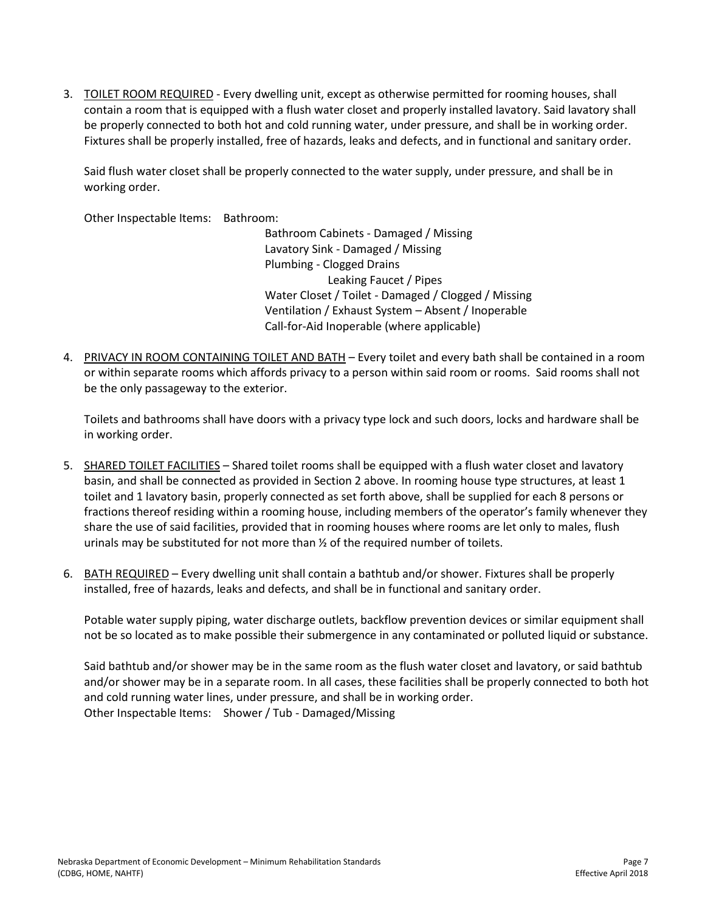3. <u>TOILET ROOM REQUIRED</u> - Every dwelling unit, except as otherwise permitted for rooming houses, shall contain a room that is equipped with a flush water closet and properly installed lavatory. Said lavatory shall be properly connected to both hot and cold running water, under pressure, and shall be in working order. Fixtures shall be properly installed, free of hazards, leaks and defects, and in functional and sanitary order.

   Said flush water closet shall be properly connected to the water supply, under pressure, and shall be in working order.

   Other Inspectable Items: Bathroom:
   - Bathroom Cabinets - Damaged / Missing
   - Lavatory Sink - Damaged / Missing
   - Plumbing - Clogged Drains
     - Leaking Faucet / Pipes
   - Water Closet / Toilet - Damaged / Clogged / Missing
   - Ventilation / Exhaust System – Absent / Inoperable
   - Call-for-Aid Inoperable (where applicable)

4. <u>PRIVACY IN ROOM CONTAINING TOILET AND BATH</u> – Every toilet and every bath shall be contained in a room or within separate rooms which affords privacy to a person within said room or rooms. Said rooms shall not be the only passageway to the exterior.

   Toilets and bathrooms shall have doors with a privacy type lock and such doors, locks and hardware shall be in working order.

5. <u>SHARED TOILET FACILITIES</u> – Shared toilet rooms shall be equipped with a flush water closet and lavatory basin, and shall be connected as provided in Section 2 above. In rooming house type structures, at least 1 toilet and 1 lavatory basin, properly connected as set forth above, shall be supplied for each 8 persons or fractions thereof residing within a rooming house, including members of the operator's family whenever they share the use of said facilities, provided that in rooming houses where rooms are let only to males, flush urinals may be substituted for not more than ½ of the required number of toilets.

6. <u>BATH REQUIRED</u> – Every dwelling unit shall contain a bathtub and/or shower. Fixtures shall be properly installed, free of hazards, leaks and defects, and shall be in functional and sanitary order.

   Potable water supply piping, water discharge outlets, backflow prevention devices or similar equipment shall not be so located as to make possible their submergence in any contaminated or polluted liquid or substance.

   Said bathtub and/or shower may be in the same room as the flush water closet and lavatory, or said bathtub and/or shower may be in a separate room. In all cases, these facilities shall be properly connected to both hot and cold running water lines, under pressure, and shall be in working order.
   Other Inspectable Items: Shower / Tub - Damaged/Missing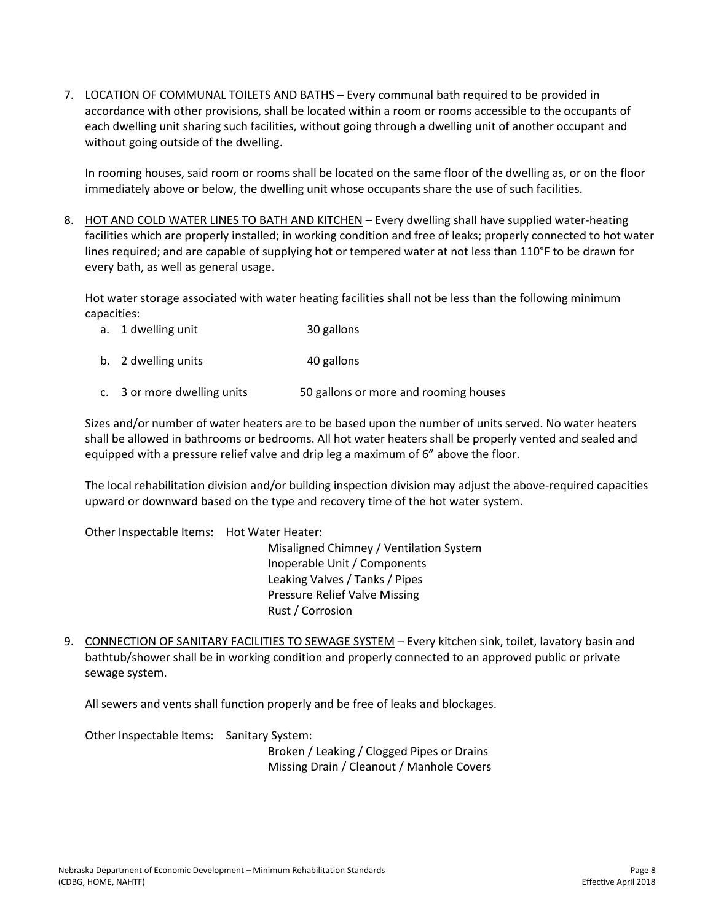7. <u>LOCATION OF COMMUNAL TOILETS AND BATHS</u> – Every communal bath required to be provided in accordance with other provisions, shall be located within a room or rooms accessible to the occupants of each dwelling unit sharing such facilities, without going through a dwelling unit of another occupant and without going outside of the dwelling.

   In rooming houses, said room or rooms shall be located on the same floor of the dwelling as, or on the floor immediately above or below, the dwelling unit whose occupants share the use of such facilities.

8. <u>HOT AND COLD WATER LINES TO BATH AND KITCHEN</u> – Every dwelling shall have supplied water-heating facilities which are properly installed; in working condition and free of leaks; properly connected to hot water lines required; and are capable of supplying hot or tempered water at not less than 110°F to be drawn for every bath, as well as general usage.

   Hot water storage associated with water heating facilities shall not be less than the following minimum capacities:

   a. 1 dwelling unit — 30 gallons
   b. 2 dwelling units — 40 gallons
   c. 3 or more dwelling units — 50 gallons or more and rooming houses

   Sizes and/or number of water heaters are to be based upon the number of units served. No water heaters shall be allowed in bathrooms or bedrooms. All hot water heaters shall be properly vented and sealed and equipped with a pressure relief valve and drip leg a maximum of 6" above the floor.

   The local rehabilitation division and/or building inspection division may adjust the above-required capacities upward or downward based on the type and recovery time of the hot water system.

   Other Inspectable Items: Hot Water Heater:
   - Misaligned Chimney / Ventilation System
   - Inoperable Unit / Components
   - Leaking Valves / Tanks / Pipes
   - Pressure Relief Valve Missing
   - Rust / Corrosion

9. <u>CONNECTION OF SANITARY FACILITIES TO SEWAGE SYSTEM</u> – Every kitchen sink, toilet, lavatory basin and bathtub/shower shall be in working condition and properly connected to an approved public or private sewage system.

   All sewers and vents shall function properly and be free of leaks and blockages.

   Other Inspectable Items: Sanitary System:
   - Broken / Leaking / Clogged Pipes or Drains
   - Missing Drain / Cleanout / Manhole Covers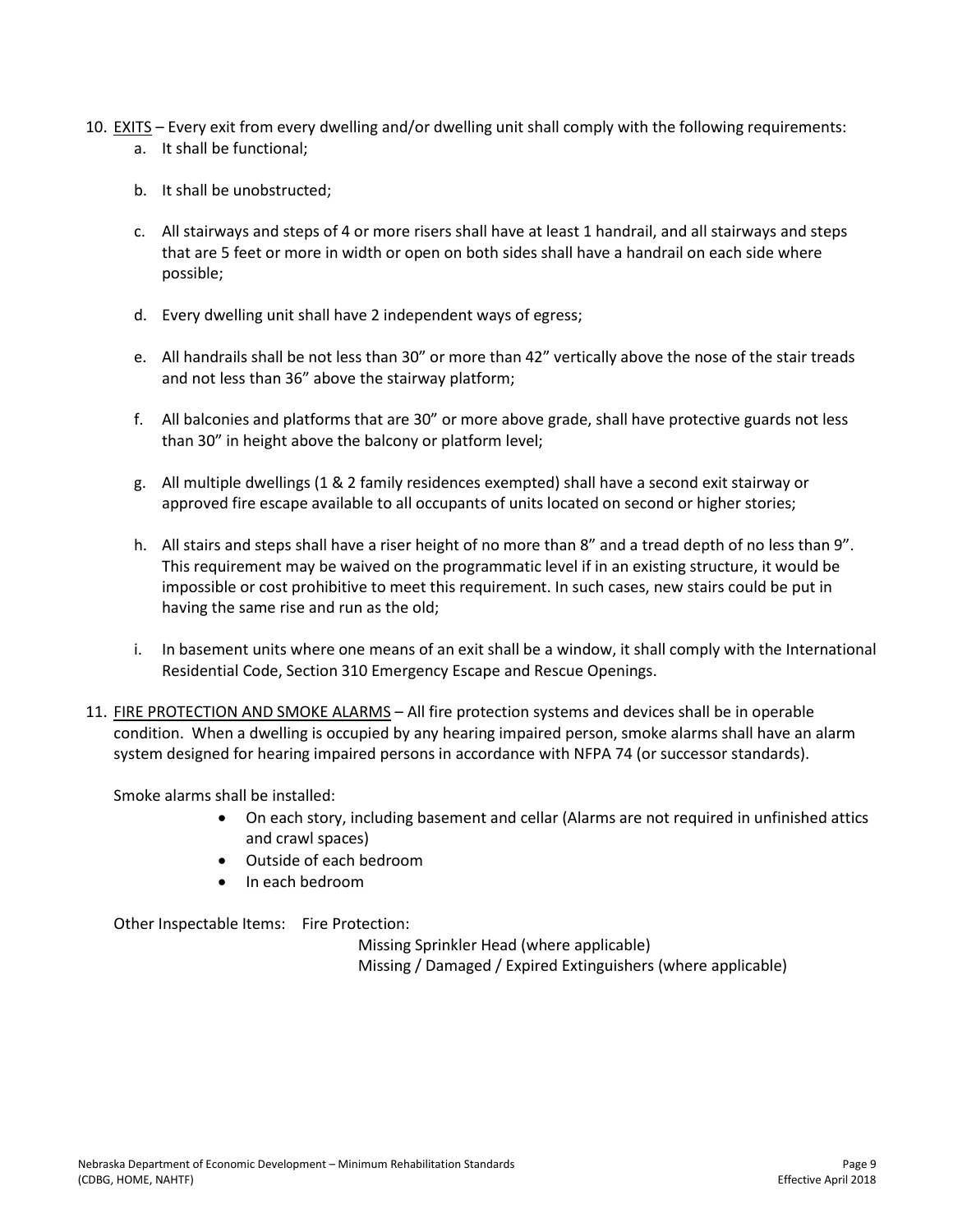10. <u>EXITS</u> – Every exit from every dwelling and/or dwelling unit shall comply with the following requirements:
    a. It shall be functional;

    b. It shall be unobstructed;

    c. All stairways and steps of 4 or more risers shall have at least 1 handrail, and all stairways and steps that are 5 feet or more in width or open on both sides shall have a handrail on each side where possible;

    d. Every dwelling unit shall have 2 independent ways of egress;

    e. All handrails shall be not less than 30" or more than 42" vertically above the nose of the stair treads and not less than 36" above the stairway platform;

    f. All balconies and platforms that are 30" or more above grade, shall have protective guards not less than 30" in height above the balcony or platform level;

    g. All multiple dwellings (1 & 2 family residences exempted) shall have a second exit stairway or approved fire escape available to all occupants of units located on second or higher stories;

    h. All stairs and steps shall have a riser height of no more than 8" and a tread depth of no less than 9". This requirement may be waived on the programmatic level if in an existing structure, it would be impossible or cost prohibitive to meet this requirement. In such cases, new stairs could be put in having the same rise and run as the old;

    i. In basement units where one means of an exit shall be a window, it shall comply with the International Residential Code, Section 310 Emergency Escape and Rescue Openings.

11. <u>FIRE PROTECTION AND SMOKE ALARMS</u> – All fire protection systems and devices shall be in operable condition. When a dwelling is occupied by any hearing impaired person, smoke alarms shall have an alarm system designed for hearing impaired persons in accordance with NFPA 74 (or successor standards).

    Smoke alarms shall be installed:

    - On each story, including basement and cellar (Alarms are not required in unfinished attics and crawl spaces)
    - Outside of each bedroom
    - In each bedroom

    Other Inspectable Items: Fire Protection:
    
    Missing Sprinkler Head (where applicable)
    
    Missing / Damaged / Expired Extinguishers (where applicable)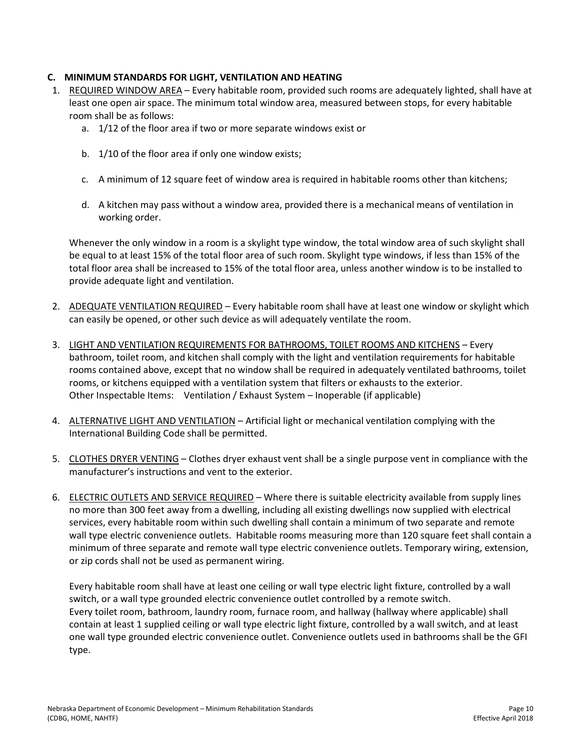### C. MINIMUM STANDARDS FOR LIGHT, VENTILATION AND HEATING

1. REQUIRED WINDOW AREA – Every habitable room, provided such rooms are adequately lighted, shall have at least one open air space. The minimum total window area, measured between stops, for every habitable room shall be as follows:
   a. 1/12 of the floor area if two or more separate windows exist or
   b. 1/10 of the floor area if only one window exists;
   c. A minimum of 12 square feet of window area is required in habitable rooms other than kitchens;
   d. A kitchen may pass without a window area, provided there is a mechanical means of ventilation in working order.

   Whenever the only window in a room is a skylight type window, the total window area of such skylight shall be equal to at least 15% of the total floor area of such room. Skylight type windows, if less than 15% of the total floor area shall be increased to 15% of the total floor area, unless another window is to be installed to provide adequate light and ventilation.

2. ADEQUATE VENTILATION REQUIRED – Every habitable room shall have at least one window or skylight which can easily be opened, or other such device as will adequately ventilate the room.

3. LIGHT AND VENTILATION REQUIREMENTS FOR BATHROOMS, TOILET ROOMS AND KITCHENS – Every bathroom, toilet room, and kitchen shall comply with the light and ventilation requirements for habitable rooms contained above, except that no window shall be required in adequately ventilated bathrooms, toilet rooms, or kitchens equipped with a ventilation system that filters or exhausts to the exterior.
   Other Inspectable Items: Ventilation / Exhaust System – Inoperable (if applicable)

4. ALTERNATIVE LIGHT AND VENTILATION – Artificial light or mechanical ventilation complying with the International Building Code shall be permitted.

5. CLOTHES DRYER VENTING – Clothes dryer exhaust vent shall be a single purpose vent in compliance with the manufacturer's instructions and vent to the exterior.

6. ELECTRIC OUTLETS AND SERVICE REQUIRED – Where there is suitable electricity available from supply lines no more than 300 feet away from a dwelling, including all existing dwellings now supplied with electrical services, every habitable room within such dwelling shall contain a minimum of two separate and remote wall type electric convenience outlets. Habitable rooms measuring more than 120 square feet shall contain a minimum of three separate and remote wall type electric convenience outlets. Temporary wiring, extension, or zip cords shall not be used as permanent wiring.

   Every habitable room shall have at least one ceiling or wall type electric light fixture, controlled by a wall switch, or a wall type grounded electric convenience outlet controlled by a remote switch.
   Every toilet room, bathroom, laundry room, furnace room, and hallway (hallway where applicable) shall contain at least 1 supplied ceiling or wall type electric light fixture, controlled by a wall switch, and at least one wall type grounded electric convenience outlet. Convenience outlets used in bathrooms shall be the GFI type.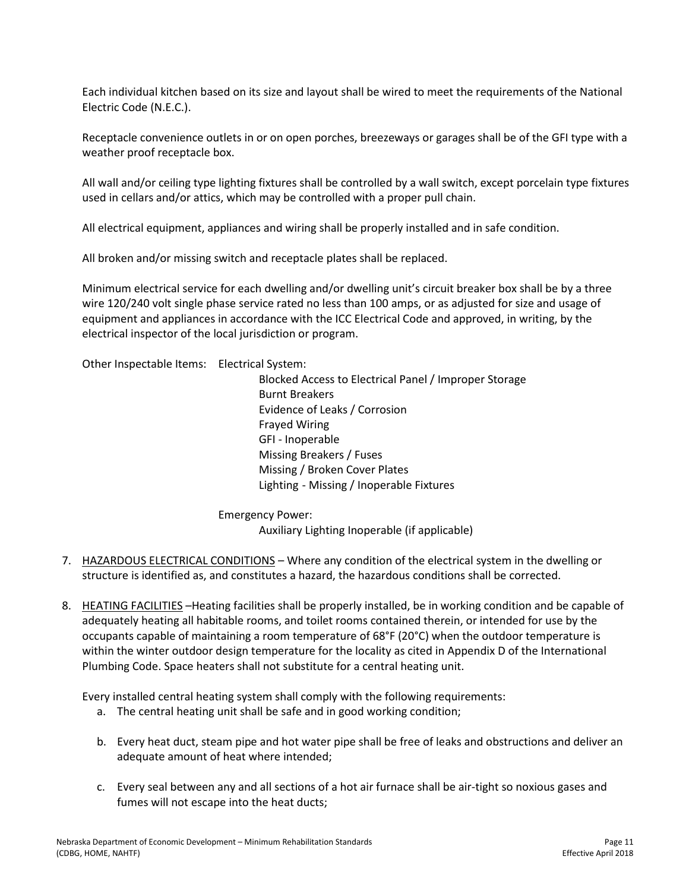Each individual kitchen based on its size and layout shall be wired to meet the requirements of the National Electric Code (N.E.C.).

Receptacle convenience outlets in or on open porches, breezeways or garages shall be of the GFI type with a weather proof receptacle box.

All wall and/or ceiling type lighting fixtures shall be controlled by a wall switch, except porcelain type fixtures used in cellars and/or attics, which may be controlled with a proper pull chain.

All electrical equipment, appliances and wiring shall be properly installed and in safe condition.

All broken and/or missing switch and receptacle plates shall be replaced.

Minimum electrical service for each dwelling and/or dwelling unit's circuit breaker box shall be by a three wire 120/240 volt single phase service rated no less than 100 amps, or as adjusted for size and usage of equipment and appliances in accordance with the ICC Electrical Code and approved, in writing, by the electrical inspector of the local jurisdiction or program.

Other Inspectable Items: Electrical System:

- Blocked Access to Electrical Panel / Improper Storage
- Burnt Breakers
- Evidence of Leaks / Corrosion
- Frayed Wiring
- GFI - Inoperable
- Missing Breakers / Fuses
- Missing / Broken Cover Plates
- Lighting - Missing / Inoperable Fixtures

Emergency Power:

- Auxiliary Lighting Inoperable (if applicable)

7. <u>HAZARDOUS ELECTRICAL CONDITIONS</u> – Where any condition of the electrical system in the dwelling or structure is identified as, and constitutes a hazard, the hazardous conditions shall be corrected.

8. <u>HEATING FACILITIES</u> –Heating facilities shall be properly installed, be in working condition and be capable of adequately heating all habitable rooms, and toilet rooms contained therein, or intended for use by the occupants capable of maintaining a room temperature of 68°F (20°C) when the outdoor temperature is within the winter outdoor design temperature for the locality as cited in Appendix D of the International Plumbing Code. Space heaters shall not substitute for a central heating unit.

   Every installed central heating system shall comply with the following requirements:

   a. The central heating unit shall be safe and in good working condition;

   b. Every heat duct, steam pipe and hot water pipe shall be free of leaks and obstructions and deliver an adequate amount of heat where intended;

   c. Every seal between any and all sections of a hot air furnace shall be air-tight so noxious gases and fumes will not escape into the heat ducts;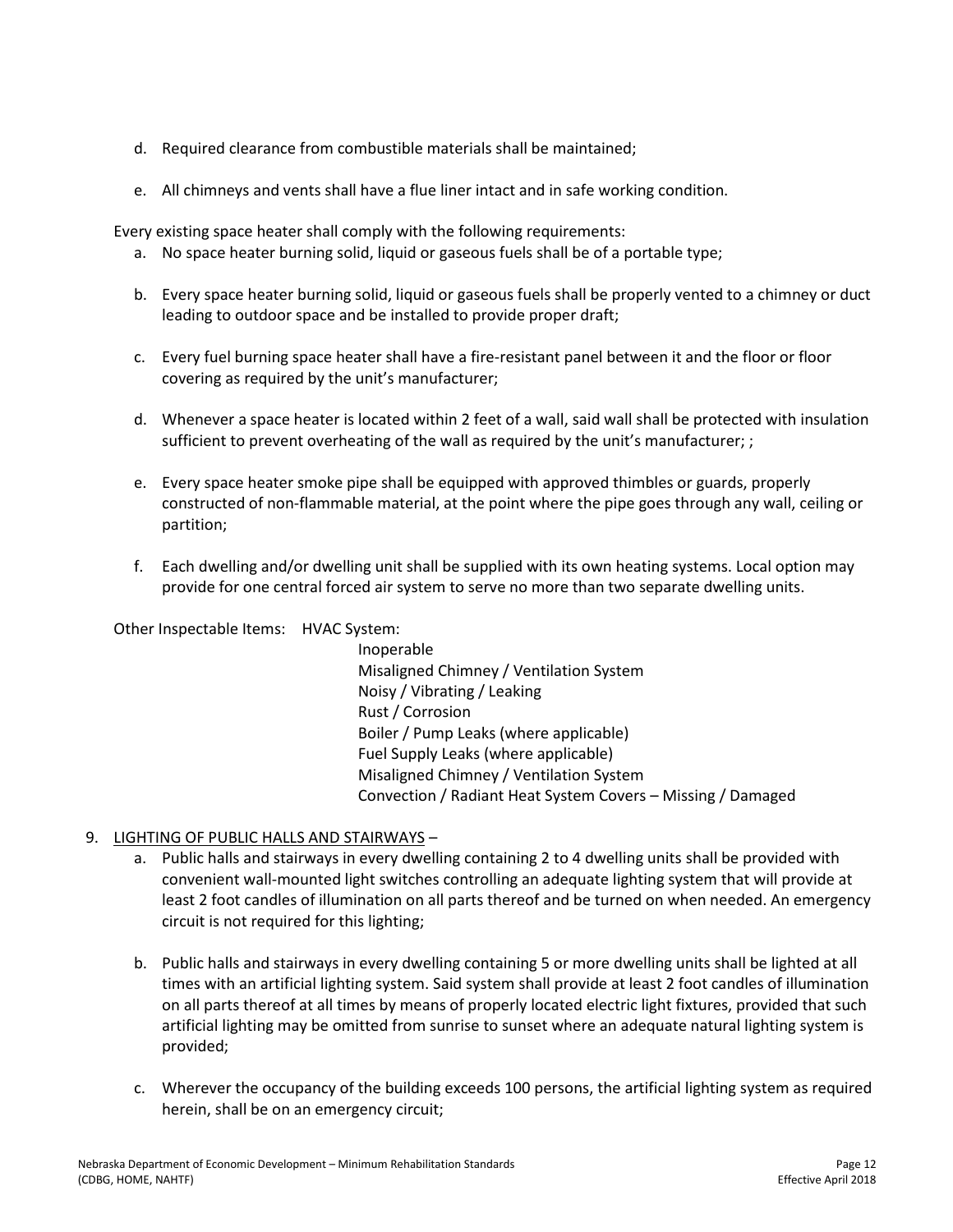d. Required clearance from combustible materials shall be maintained;

e. All chimneys and vents shall have a flue liner intact and in safe working condition.

Every existing space heater shall comply with the following requirements:

a. No space heater burning solid, liquid or gaseous fuels shall be of a portable type;

b. Every space heater burning solid, liquid or gaseous fuels shall be properly vented to a chimney or duct leading to outdoor space and be installed to provide proper draft;

c. Every fuel burning space heater shall have a fire-resistant panel between it and the floor or floor covering as required by the unit's manufacturer;

d. Whenever a space heater is located within 2 feet of a wall, said wall shall be protected with insulation sufficient to prevent overheating of the wall as required by the unit's manufacturer; ;

e. Every space heater smoke pipe shall be equipped with approved thimbles or guards, properly constructed of non-flammable material, at the point where the pipe goes through any wall, ceiling or partition;

f. Each dwelling and/or dwelling unit shall be supplied with its own heating systems. Local option may provide for one central forced air system to serve no more than two separate dwelling units.

Other Inspectable Items: HVAC System:

- Inoperable
- Misaligned Chimney / Ventilation System
- Noisy / Vibrating / Leaking
- Rust / Corrosion
- Boiler / Pump Leaks (where applicable)
- Fuel Supply Leaks (where applicable)
- Misaligned Chimney / Ventilation System
- Convection / Radiant Heat System Covers – Missing / Damaged

9. LIGHTING OF PUBLIC HALLS AND STAIRWAYS –

a. Public halls and stairways in every dwelling containing 2 to 4 dwelling units shall be provided with convenient wall-mounted light switches controlling an adequate lighting system that will provide at least 2 foot candles of illumination on all parts thereof and be turned on when needed. An emergency circuit is not required for this lighting;

b. Public halls and stairways in every dwelling containing 5 or more dwelling units shall be lighted at all times with an artificial lighting system. Said system shall provide at least 2 foot candles of illumination on all parts thereof at all times by means of properly located electric light fixtures, provided that such artificial lighting may be omitted from sunrise to sunset where an adequate natural lighting system is provided;

c. Wherever the occupancy of the building exceeds 100 persons, the artificial lighting system as required herein, shall be on an emergency circuit;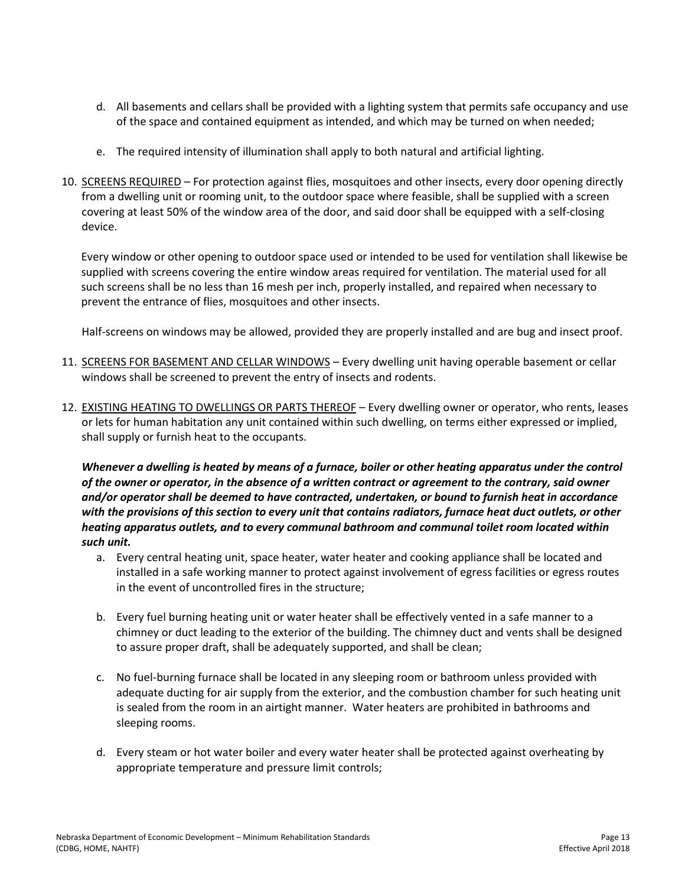d. All basements and cellars shall be provided with a lighting system that permits safe occupancy and use of the space and contained equipment as intended, and which may be turned on when needed;

e. The required intensity of illumination shall apply to both natural and artificial lighting.

10. <u>SCREENS REQUIRED</u> – For protection against flies, mosquitoes and other insects, every door opening directly from a dwelling unit or rooming unit, to the outdoor space where feasible, shall be supplied with a screen covering at least 50% of the window area of the door, and said door shall be equipped with a self-closing device.

    Every window or other opening to outdoor space used or intended to be used for ventilation shall likewise be supplied with screens covering the entire window areas required for ventilation. The material used for all such screens shall be no less than 16 mesh per inch, properly installed, and repaired when necessary to prevent the entrance of flies, mosquitoes and other insects.

    Half-screens on windows may be allowed, provided they are properly installed and are bug and insect proof.

11. <u>SCREENS FOR BASEMENT AND CELLAR WINDOWS</u> – Every dwelling unit having operable basement or cellar windows shall be screened to prevent the entry of insects and rodents.

12. <u>EXISTING HEATING TO DWELLINGS OR PARTS THEREOF</u> – Every dwelling owner or operator, who rents, leases or lets for human habitation any unit contained within such dwelling, on terms either expressed or implied, shall supply or furnish heat to the occupants.

    ***Whenever a dwelling is heated by means of a furnace, boiler or other heating apparatus under the control of the owner or operator, in the absence of a written contract or agreement to the contrary, said owner and/or operator shall be deemed to have contracted, undertaken, or bound to furnish heat in accordance with the provisions of this section to every unit that contains radiators, furnace heat duct outlets, or other heating apparatus outlets, and to every communal bathroom and communal toilet room located within such unit.***

    a. Every central heating unit, space heater, water heater and cooking appliance shall be located and installed in a safe working manner to protect against involvement of egress facilities or egress routes in the event of uncontrolled fires in the structure;

    b. Every fuel burning heating unit or water heater shall be effectively vented in a safe manner to a chimney or duct leading to the exterior of the building. The chimney duct and vents shall be designed to assure proper draft, shall be adequately supported, and shall be clean;

    c. No fuel-burning furnace shall be located in any sleeping room or bathroom unless provided with adequate ducting for air supply from the exterior, and the combustion chamber for such heating unit is sealed from the room in an airtight manner. Water heaters are prohibited in bathrooms and sleeping rooms.

    d. Every steam or hot water boiler and every water heater shall be protected against overheating by appropriate temperature and pressure limit controls;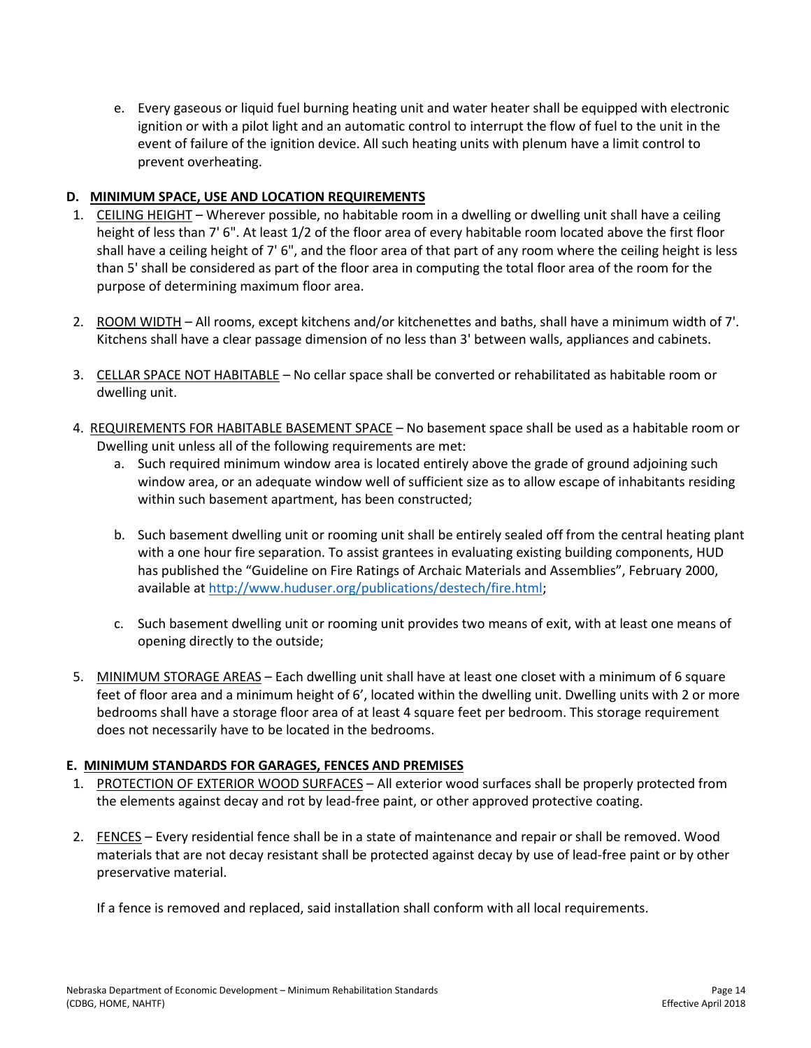e. Every gaseous or liquid fuel burning heating unit and water heater shall be equipped with electronic ignition or with a pilot light and an automatic control to interrupt the flow of fuel to the unit in the event of failure of the ignition device. All such heating units with plenum have a limit control to prevent overheating.

## D. MINIMUM SPACE, USE AND LOCATION REQUIREMENTS

1. CEILING HEIGHT – Wherever possible, no habitable room in a dwelling or dwelling unit shall have a ceiling height of less than 7' 6". At least 1/2 of the floor area of every habitable room located above the first floor shall have a ceiling height of 7' 6", and the floor area of that part of any room where the ceiling height is less than 5' shall be considered as part of the floor area in computing the total floor area of the room for the purpose of determining maximum floor area.

2. ROOM WIDTH – All rooms, except kitchens and/or kitchenettes and baths, shall have a minimum width of 7'. Kitchens shall have a clear passage dimension of no less than 3' between walls, appliances and cabinets.

3. CELLAR SPACE NOT HABITABLE – No cellar space shall be converted or rehabilitated as habitable room or dwelling unit.

4. REQUIREMENTS FOR HABITABLE BASEMENT SPACE – No basement space shall be used as a habitable room or Dwelling unit unless all of the following requirements are met:
   a. Such required minimum window area is located entirely above the grade of ground adjoining such window area, or an adequate window well of sufficient size as to allow escape of inhabitants residing within such basement apartment, has been constructed;

   b. Such basement dwelling unit or rooming unit shall be entirely sealed off from the central heating plant with a one hour fire separation. To assist grantees in evaluating existing building components, HUD has published the "Guideline on Fire Ratings of Archaic Materials and Assemblies", February 2000, available at http://www.huduser.org/publications/destech/fire.html;

   c. Such basement dwelling unit or rooming unit provides two means of exit, with at least one means of opening directly to the outside;

5. MINIMUM STORAGE AREAS – Each dwelling unit shall have at least one closet with a minimum of 6 square feet of floor area and a minimum height of 6', located within the dwelling unit. Dwelling units with 2 or more bedrooms shall have a storage floor area of at least 4 square feet per bedroom. This storage requirement does not necessarily have to be located in the bedrooms.

## E. MINIMUM STANDARDS FOR GARAGES, FENCES AND PREMISES

1. PROTECTION OF EXTERIOR WOOD SURFACES – All exterior wood surfaces shall be properly protected from the elements against decay and rot by lead-free paint, or other approved protective coating.

2. FENCES – Every residential fence shall be in a state of maintenance and repair or shall be removed. Wood materials that are not decay resistant shall be protected against decay by use of lead-free paint or by other preservative material.

   If a fence is removed and replaced, said installation shall conform with all local requirements.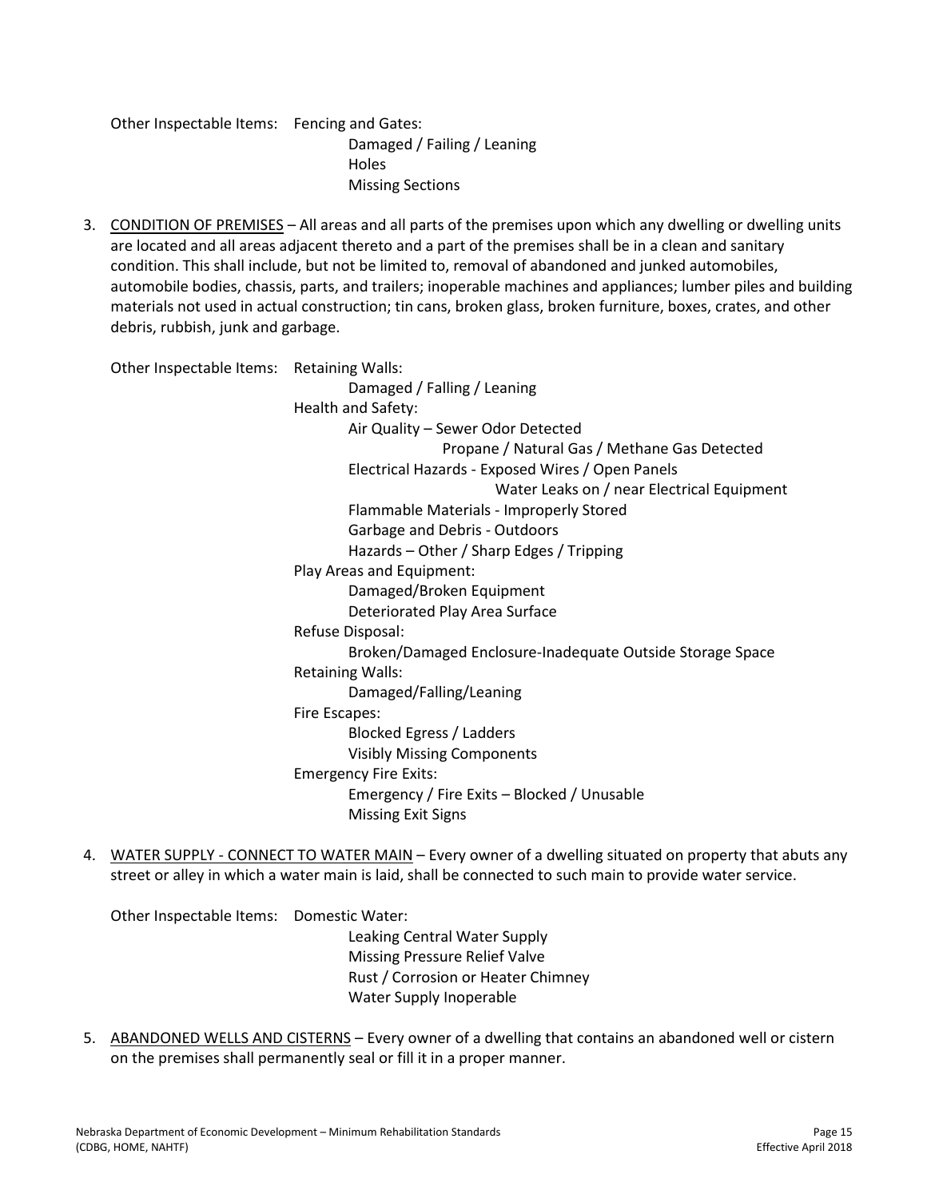Other Inspectable Items: Fencing and Gates:

- Damaged / Failing / Leaning
- Holes
- Missing Sections

3. <u>CONDITION OF PREMISES</u> – All areas and all parts of the premises upon which any dwelling or dwelling units are located and all areas adjacent thereto and a part of the premises shall be in a clean and sanitary condition. This shall include, but not be limited to, removal of abandoned and junked automobiles, automobile bodies, chassis, parts, and trailers; inoperable machines and appliances; lumber piles and building materials not used in actual construction; tin cans, broken glass, broken furniture, boxes, crates, and other debris, rubbish, junk and garbage.

   Other Inspectable Items: Retaining Walls:

   - Damaged / Falling / Leaning

   Health and Safety:

   - Air Quality – Sewer Odor Detected
     - Propane / Natural Gas / Methane Gas Detected
   - Electrical Hazards - Exposed Wires / Open Panels
     - Water Leaks on / near Electrical Equipment
   - Flammable Materials - Improperly Stored
   - Garbage and Debris - Outdoors
   - Hazards – Other / Sharp Edges / Tripping

   Play Areas and Equipment:

   - Damaged/Broken Equipment
   - Deteriorated Play Area Surface

   Refuse Disposal:

   - Broken/Damaged Enclosure-Inadequate Outside Storage Space

   Retaining Walls:

   - Damaged/Falling/Leaning

   Fire Escapes:

   - Blocked Egress / Ladders
   - Visibly Missing Components

   Emergency Fire Exits:

   - Emergency / Fire Exits – Blocked / Unusable
   - Missing Exit Signs

4. <u>WATER SUPPLY - CONNECT TO WATER MAIN</u> – Every owner of a dwelling situated on property that abuts any street or alley in which a water main is laid, shall be connected to such main to provide water service.

   Other Inspectable Items: Domestic Water:

   - Leaking Central Water Supply
   - Missing Pressure Relief Valve
   - Rust / Corrosion or Heater Chimney
   - Water Supply Inoperable

5. <u>ABANDONED WELLS AND CISTERNS</u> – Every owner of a dwelling that contains an abandoned well or cistern on the premises shall permanently seal or fill it in a proper manner.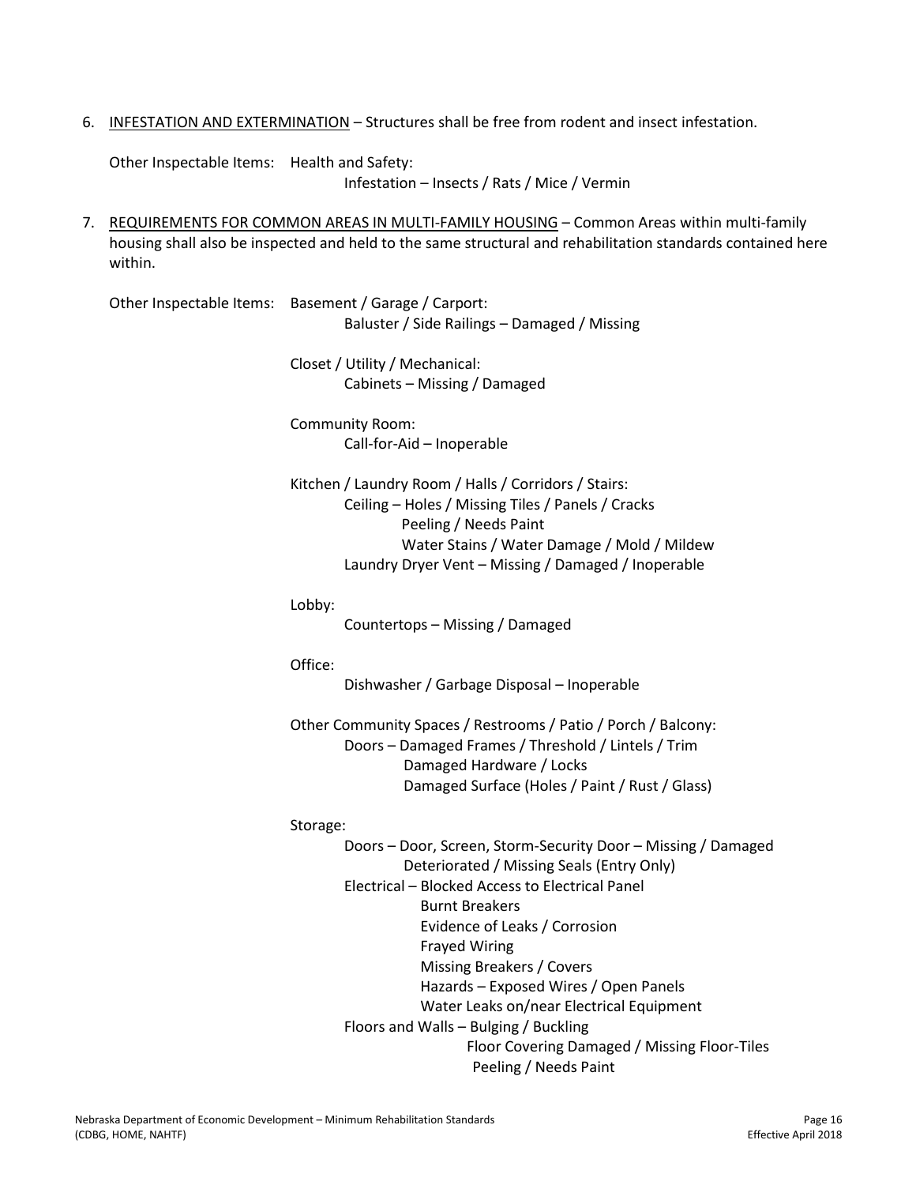6. <u>INFESTATION AND EXTERMINATION</u> – Structures shall be free from rodent and insect infestation.

   Other Inspectable Items: Health and Safety:
   
   Infestation – Insects / Rats / Mice / Vermin

7. <u>REQUIREMENTS FOR COMMON AREAS IN MULTI-FAMILY HOUSING</u> – Common Areas within multi-family housing shall also be inspected and held to the same structural and rehabilitation standards contained here within.

   Other Inspectable Items: Basement / Garage / Carport:
   
   Baluster / Side Railings – Damaged / Missing

   Closet / Utility / Mechanical:
   
   Cabinets – Missing / Damaged

   Community Room:
   
   Call-for-Aid – Inoperable

   Kitchen / Laundry Room / Halls / Corridors / Stairs:
   
   Ceiling – Holes / Missing Tiles / Panels / Cracks
   Peeling / Needs Paint
   Water Stains / Water Damage / Mold / Mildew
   
   Laundry Dryer Vent – Missing / Damaged / Inoperable

   Lobby:
   
   Countertops – Missing / Damaged

   Office:
   
   Dishwasher / Garbage Disposal – Inoperable

   Other Community Spaces / Restrooms / Patio / Porch / Balcony:
   
   Doors – Damaged Frames / Threshold / Lintels / Trim
   Damaged Hardware / Locks
   Damaged Surface (Holes / Paint / Rust / Glass)

   Storage:
   
   Doors – Door, Screen, Storm-Security Door – Missing / Damaged
   Deteriorated / Missing Seals (Entry Only)
   
   Electrical – Blocked Access to Electrical Panel
   Burnt Breakers
   Evidence of Leaks / Corrosion
   Frayed Wiring
   Missing Breakers / Covers
   Hazards – Exposed Wires / Open Panels
   Water Leaks on/near Electrical Equipment
   
   Floors and Walls – Bulging / Buckling
   Floor Covering Damaged / Missing Floor-Tiles
   Peeling / Needs Paint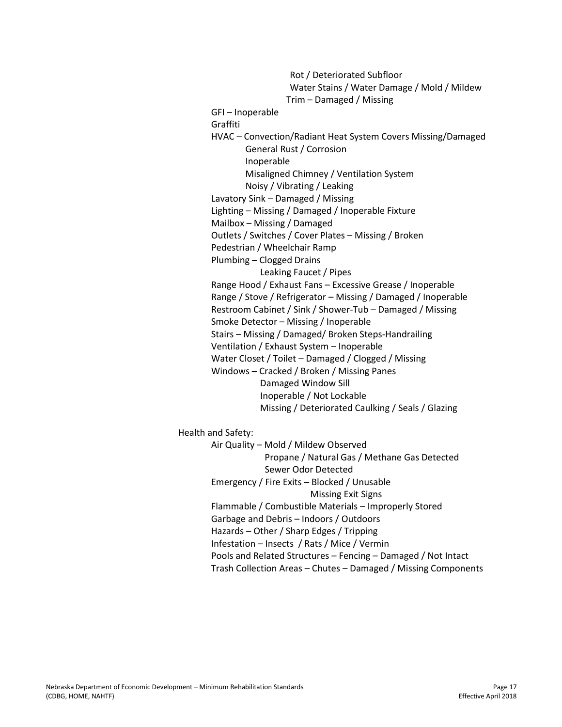Rot / Deteriorated Subfloor
Water Stains / Water Damage / Mold / Mildew
Trim – Damaged / Missing

GFI – Inoperable

Graffiti

HVAC – Convection/Radiant Heat System Covers Missing/Damaged
General Rust / Corrosion
Inoperable
Misaligned Chimney / Ventilation System
Noisy / Vibrating / Leaking

Lavatory Sink – Damaged / Missing

Lighting – Missing / Damaged / Inoperable Fixture

Mailbox – Missing / Damaged

Outlets / Switches / Cover Plates – Missing / Broken

Pedestrian / Wheelchair Ramp

Plumbing – Clogged Drains
Leaking Faucet / Pipes

Range Hood / Exhaust Fans – Excessive Grease / Inoperable

Range / Stove / Refrigerator – Missing / Damaged / Inoperable

Restroom Cabinet / Sink / Shower-Tub – Damaged / Missing

Smoke Detector – Missing / Inoperable

Stairs – Missing / Damaged/ Broken Steps-Handrailing

Ventilation / Exhaust System – Inoperable

Water Closet / Toilet – Damaged / Clogged / Missing

Windows – Cracked / Broken / Missing Panes
Damaged Window Sill
Inoperable / Not Lockable
Missing / Deteriorated Caulking / Seals / Glazing

Health and Safety:

Air Quality – Mold / Mildew Observed
Propane / Natural Gas / Methane Gas Detected
Sewer Odor Detected

Emergency / Fire Exits – Blocked / Unusable
Missing Exit Signs

Flammable / Combustible Materials – Improperly Stored

Garbage and Debris – Indoors / Outdoors

Hazards – Other / Sharp Edges / Tripping

Infestation – Insects / Rats / Mice / Vermin

Pools and Related Structures – Fencing – Damaged / Not Intact

Trash Collection Areas – Chutes – Damaged / Missing Components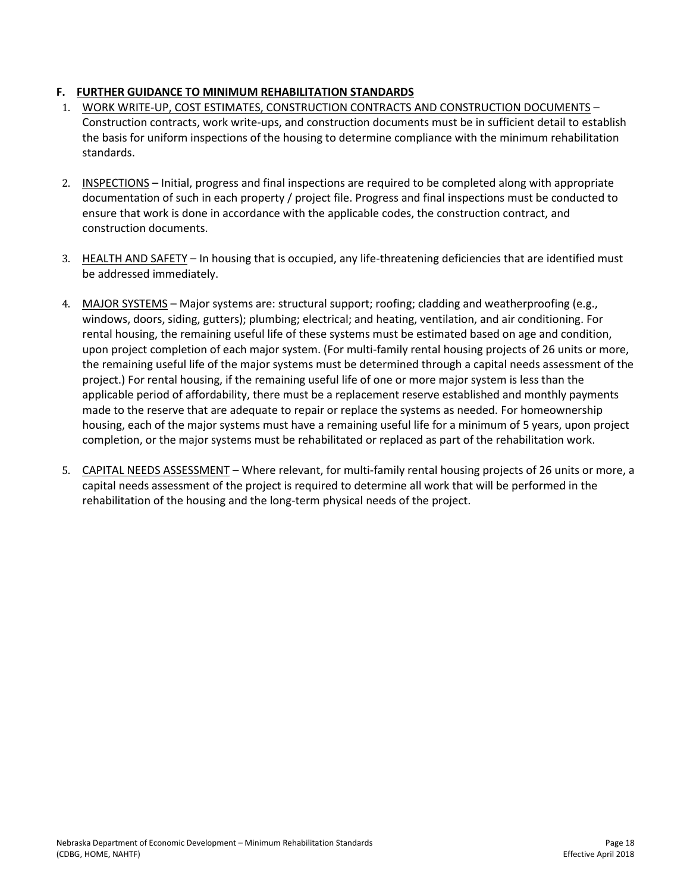### F. FURTHER GUIDANCE TO MINIMUM REHABILITATION STANDARDS

1. WORK WRITE-UP, COST ESTIMATES, CONSTRUCTION CONTRACTS AND CONSTRUCTION DOCUMENTS – Construction contracts, work write-ups, and construction documents must be in sufficient detail to establish the basis for uniform inspections of the housing to determine compliance with the minimum rehabilitation standards.

2. INSPECTIONS – Initial, progress and final inspections are required to be completed along with appropriate documentation of such in each property / project file. Progress and final inspections must be conducted to ensure that work is done in accordance with the applicable codes, the construction contract, and construction documents.

3. HEALTH AND SAFETY – In housing that is occupied, any life-threatening deficiencies that are identified must be addressed immediately.

4. MAJOR SYSTEMS – Major systems are: structural support; roofing; cladding and weatherproofing (e.g., windows, doors, siding, gutters); plumbing; electrical; and heating, ventilation, and air conditioning. For rental housing, the remaining useful life of these systems must be estimated based on age and condition, upon project completion of each major system. (For multi-family rental housing projects of 26 units or more, the remaining useful life of the major systems must be determined through a capital needs assessment of the project.) For rental housing, if the remaining useful life of one or more major system is less than the applicable period of affordability, there must be a replacement reserve established and monthly payments made to the reserve that are adequate to repair or replace the systems as needed. For homeownership housing, each of the major systems must have a remaining useful life for a minimum of 5 years, upon project completion, or the major systems must be rehabilitated or replaced as part of the rehabilitation work.

5. CAPITAL NEEDS ASSESSMENT – Where relevant, for multi-family rental housing projects of 26 units or more, a capital needs assessment of the project is required to determine all work that will be performed in the rehabilitation of the housing and the long-term physical needs of the project.